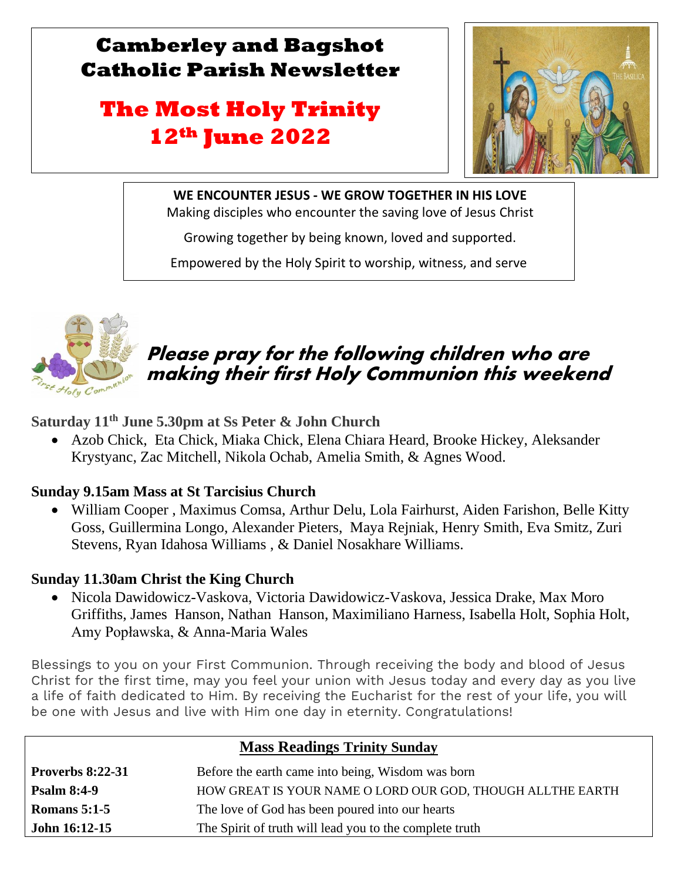# Camberley and Bagshot Catholic Parish Newsletter

## The Most Holy Trinity
## 12th June 2022

**WE ENCOUNTER JESUS - WE GROW TOGETHER IN HIS LOVE**
Making disciples who encounter the saving love of Jesus Christ

Growing together by being known, loved and supported.

Empowered by the Holy Spirit to worship, witness, and serve

### *Please pray for the following children who are making their first Holy Communion this weekend*

**Saturday 11th June 5.30pm at Ss Peter & John Church**

- Azob Chick, Eta Chick, Miaka Chick, Elena Chiara Heard, Brooke Hickey, Aleksander Krystyanc, Zac Mitchell, Nikola Ochab, Amelia Smith, & Agnes Wood.

**Sunday 9.15am Mass at St Tarcisius Church**

- William Cooper , Maximus Comsa, Arthur Delu, Lola Fairhurst, Aiden Farishon, Belle Kitty Goss, Guillermina Longo, Alexander Pieters, Maya Rejniak, Henry Smith, Eva Smitz, Zuri Stevens, Ryan Idahosa Williams , & Daniel Nosakhare Williams.

**Sunday 11.30am Christ the King Church**

- Nicola Dawidowicz-Vaskova, Victoria Dawidowicz-Vaskova, Jessica Drake, Max Moro Griffiths, James Hanson, Nathan Hanson, Maximiliano Harness, Isabella Holt, Sophia Holt, Amy Popławska, & Anna-Maria Wales

Blessings to you on your First Communion. Through receiving the body and blood of Jesus Christ for the first time, may you feel your union with Jesus today and every day as you live a life of faith dedicated to Him. By receiving the Eucharist for the rest of your life, you will be one with Jesus and live with Him one day in eternity. Congratulations!

| Mass Readings Trinity Sunday | |
|---|---|
| **Proverbs 8:22-31** | Before the earth came into being, Wisdom was born |
| **Psalm 8:4-9** | HOW GREAT IS YOUR NAME O LORD OUR GOD, THOUGH ALLTHE EARTH |
| **Romans 5:1-5** | The love of God has been poured into our hearts |
| **John 16:12-15** | The Spirit of truth will lead you to the complete truth |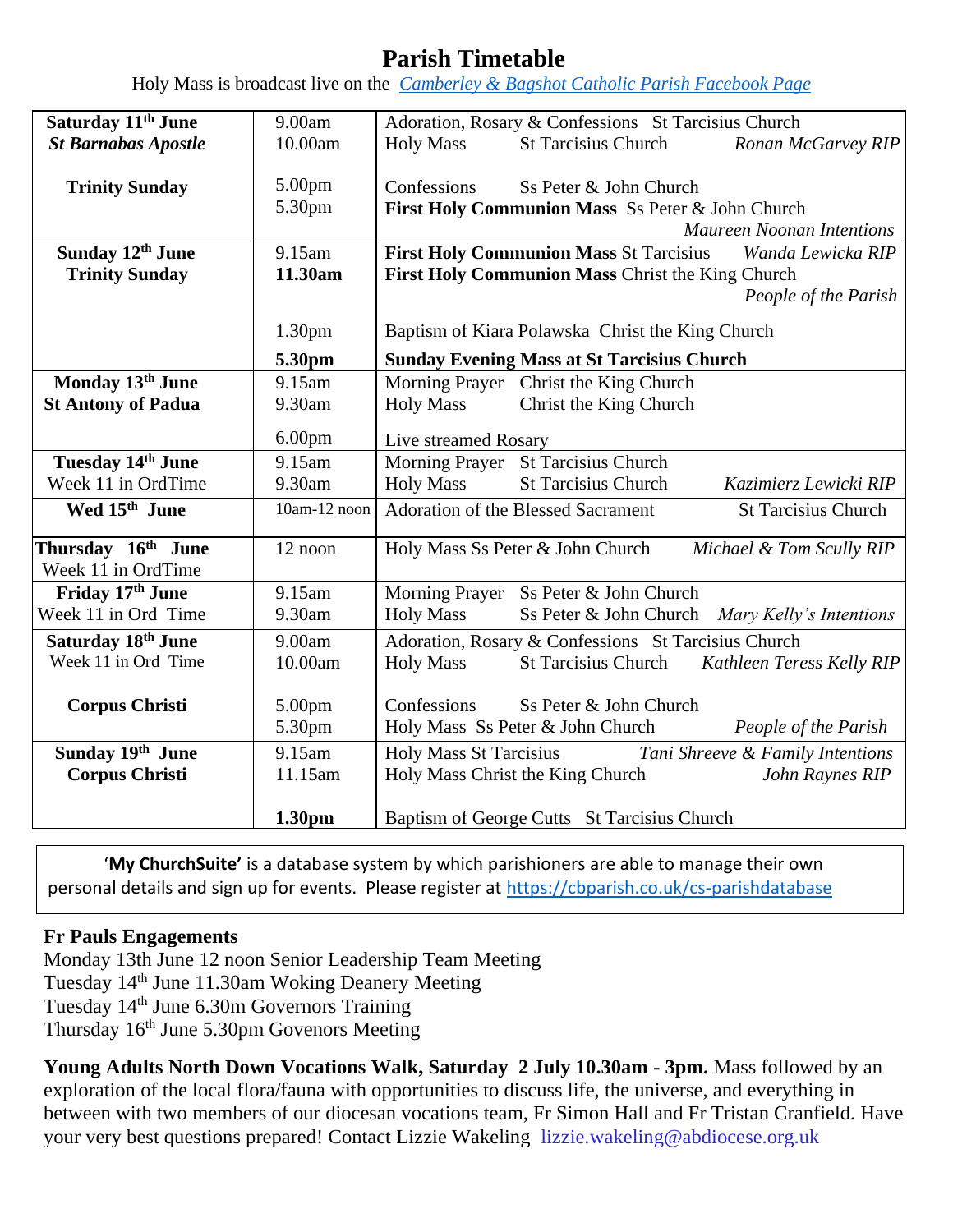# Parish Timetable

Holy Mass is broadcast live on the *Camberley & Bagshot Catholic Parish Facebook Page*

| | | |
|---|---|---|
| **Saturday 11th June**<br>***St Barnabas Apostle*** | 9.00am<br>10.00am | Adoration, Rosary & Confessions St Tarcisius Church<br>Holy Mass St Tarcisius Church *Ronan McGarvey RIP* |
| **Trinity Sunday** | 5.00pm<br>5.30pm | Confessions Ss Peter & John Church<br>**First Holy Communion Mass** Ss Peter & John Church *Maureen Noonan Intentions* |
| **Sunday 12th June**<br>**Trinity Sunday** | 9.15am<br>**11.30am** | **First Holy Communion Mass** St Tarcisius *Wanda Lewicka RIP*<br>**First Holy Communion Mass** Christ the King Church *People of the Parish* |
| | 1.30pm | Baptism of Kiara Polawska Christ the King Church |
| | **5.30pm** | **Sunday Evening Mass at St Tarcisius Church** |
| **Monday 13th June**<br>**St Antony of Padua** | 9.15am<br>9.30am | Morning Prayer Christ the King Church<br>Holy Mass Christ the King Church |
| | 6.00pm | Live streamed Rosary |
| **Tuesday 14th June**<br>Week 11 in OrdTime | 9.15am<br>9.30am | Morning Prayer St Tarcisius Church<br>Holy Mass St Tarcisius Church *Kazimierz Lewicki RIP* |
| **Wed 15th June** | 10am-12 noon | Adoration of the Blessed Sacrament St Tarcisius Church |
| **Thursday 16th June**<br>Week 11 in OrdTime | 12 noon | Holy Mass Ss Peter & John Church *Michael & Tom Scully RIP* |
| **Friday 17th June**<br>Week 11 in Ord Time | 9.15am<br>9.30am | Morning Prayer Ss Peter & John Church<br>Holy Mass Ss Peter & John Church *Mary Kelly's Intentions* |
| **Saturday 18th June**<br>Week 11 in Ord Time | 9.00am<br>10.00am | Adoration, Rosary & Confessions St Tarcisius Church<br>Holy Mass St Tarcisius Church *Kathleen Teress Kelly RIP* |
| **Corpus Christi** | 5.00pm<br>5.30pm | Confessions Ss Peter & John Church<br>Holy Mass Ss Peter & John Church *People of the Parish* |
| **Sunday 19th June**<br>**Corpus Christi** | 9.15am<br>11.15am | Holy Mass St Tarcisius *Tani Shreeve & Family Intentions*<br>Holy Mass Christ the King Church *John Raynes RIP* |
| | **1.30pm** | Baptism of George Cutts St Tarcisius Church |

'**My ChurchSuite'** is a database system by which parishioners are able to manage their own personal details and sign up for events. Please register at https://cbparish.co.uk/cs-parishdatabase

**Fr Pauls Engagements**

Monday 13th June 12 noon Senior Leadership Team Meeting
Tuesday 14th June 11.30am Woking Deanery Meeting
Tuesday 14th June 6.30m Governors Training
Thursday 16th June 5.30pm Govenors Meeting

**Young Adults North Down Vocations Walk, Saturday 2 July 10.30am - 3pm.** Mass followed by an exploration of the local flora/fauna with opportunities to discuss life, the universe, and everything in between with two members of our diocesan vocations team, Fr Simon Hall and Fr Tristan Cranfield. Have your very best questions prepared! Contact Lizzie Wakeling lizzie.wakeling@abdiocese.org.uk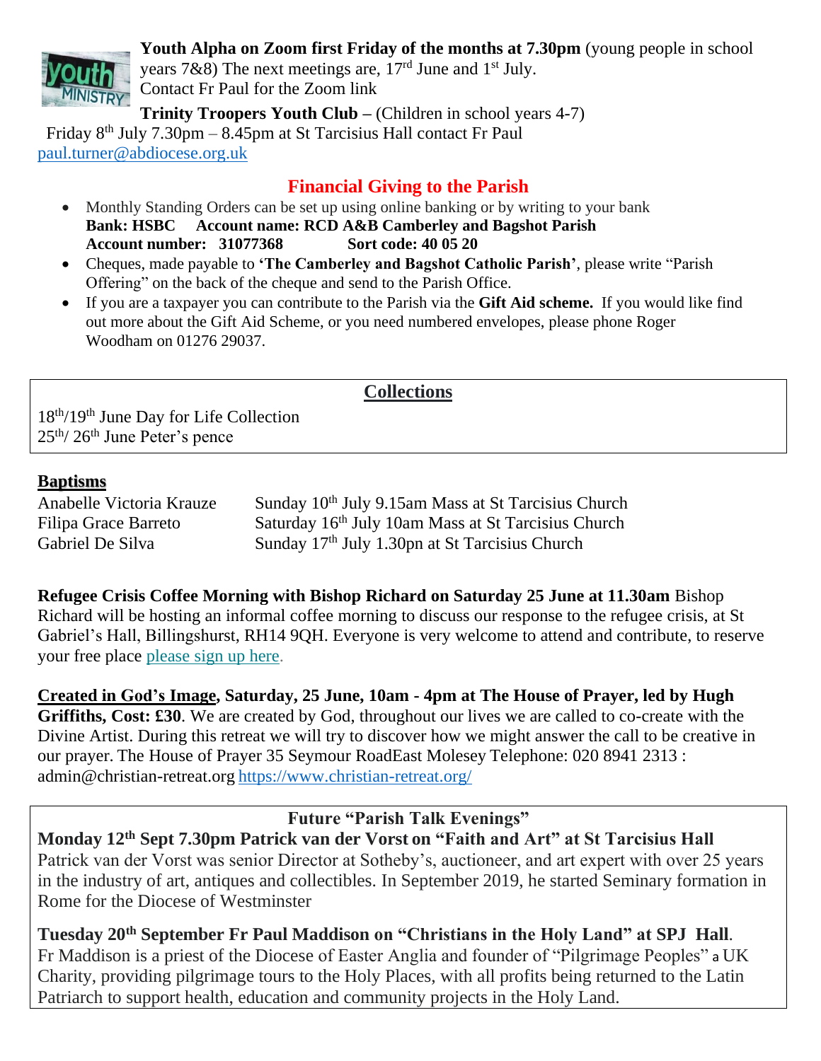**Youth Alpha on Zoom first Friday of the months at 7.30pm** (young people in school years 7&8) The next meetings are, 17rd June and 1st July.
Contact Fr Paul for the Zoom link

**Trinity Troopers Youth Club –** (Children in school years 4-7)
Friday 8th July 7.30pm – 8.45pm at St Tarcisius Hall contact Fr Paul
paul.turner@abdiocese.org.uk

## Financial Giving to the Parish

- Monthly Standing Orders can be set up using online banking or by writing to your bank
  **Bank: HSBC Account name: RCD A&B Camberley and Bagshot Parish**
  **Account number: 31077368 Sort code: 40 05 20**
- Cheques, made payable to **'The Camberley and Bagshot Catholic Parish'**, please write "Parish Offering" on the back of the cheque and send to the Parish Office.
- If you are a taxpayer you can contribute to the Parish via the **Gift Aid scheme.** If you would like find out more about the Gift Aid Scheme, or you need numbered envelopes, please phone Roger Woodham on 01276 29037.

## Collections

18th/19th June Day for Life Collection
25th/ 26th June Peter's pence

## Baptisms

| | |
|---|---|
| Anabelle Victoria Krauze | Sunday 10th July 9.15am Mass at St Tarcisius Church |
| Filipa Grace Barreto | Saturday 16th July 10am Mass at St Tarcisius Church |
| Gabriel De Silva | Sunday 17th July 1.30pn at St Tarcisius Church |

**Refugee Crisis Coffee Morning with Bishop Richard on Saturday 25 June at 11.30am** Bishop Richard will be hosting an informal coffee morning to discuss our response to the refugee crisis, at St Gabriel's Hall, Billingshurst, RH14 9QH. Everyone is very welcome to attend and contribute, to reserve your free place please sign up here.

**Created in God's Image, Saturday, 25 June, 10am - 4pm at The House of Prayer, led by Hugh Griffiths, Cost: £30**. We are created by God, throughout our lives we are called to co-create with the Divine Artist. During this retreat we will try to discover how we might answer the call to be creative in our prayer. The House of Prayer 35 Seymour RoadEast Molesey Telephone: 020 8941 2313 : admin@christian-retreat.org https://www.christian-retreat.org/

## Future "Parish Talk Evenings"

**Monday 12th Sept 7.30pm Patrick van der Vorst on "Faith and Art" at St Tarcisius Hall**
Patrick van der Vorst was senior Director at Sotheby's, auctioneer, and art expert with over 25 years in the industry of art, antiques and collectibles. In September 2019, he started Seminary formation in Rome for the Diocese of Westminster

**Tuesday 20th September Fr Paul Maddison on "Christians in the Holy Land" at SPJ Hall**.
Fr Maddison is a priest of the Diocese of Easter Anglia and founder of "Pilgrimage Peoples" a UK Charity, providing pilgrimage tours to the Holy Places, with all profits being returned to the Latin Patriarch to support health, education and community projects in the Holy Land.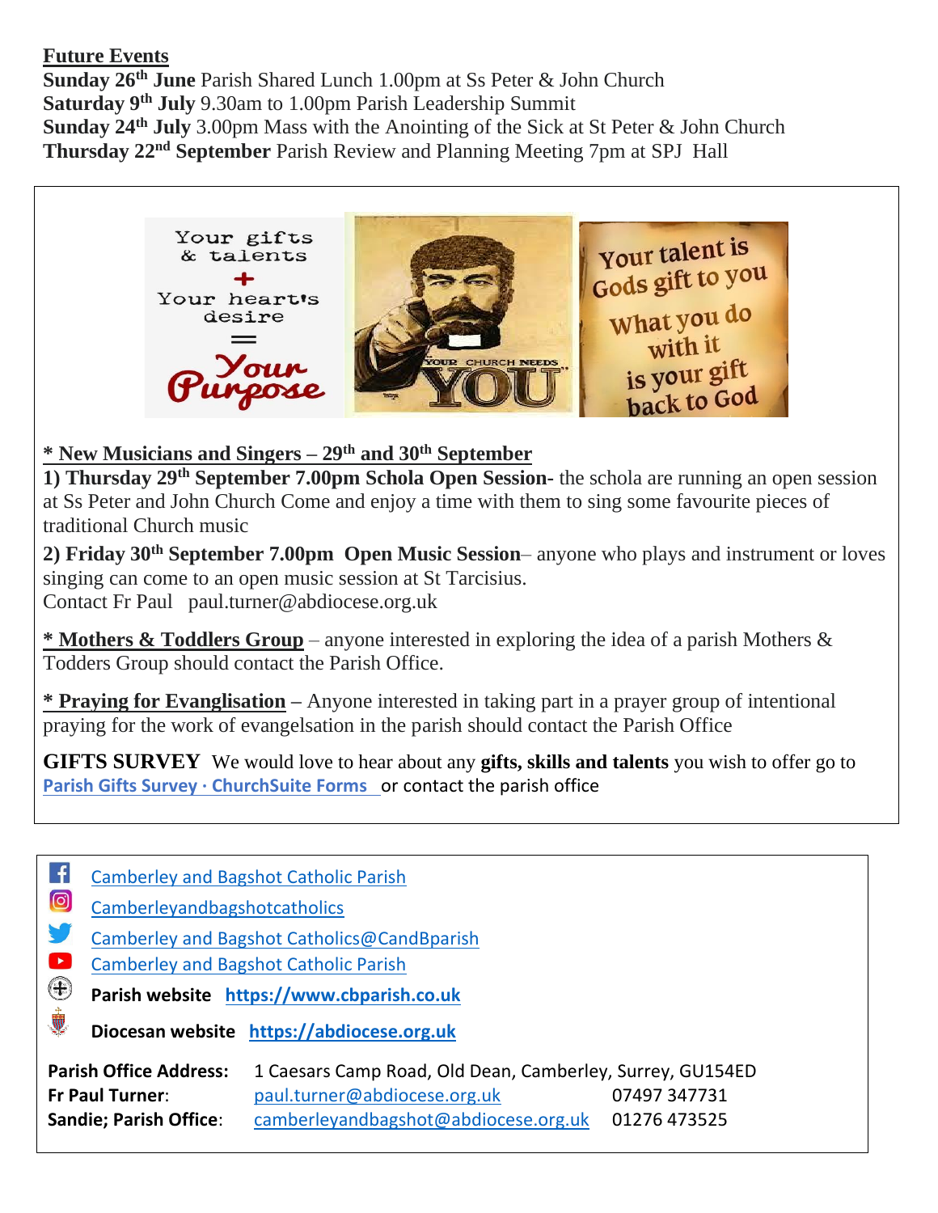**Future Events**

**Sunday 26th June** Parish Shared Lunch 1.00pm at Ss Peter & John Church
**Saturday 9th July** 9.30am to 1.00pm Parish Leadership Summit
**Sunday 24th July** 3.00pm Mass with the Anointing of the Sick at St Peter & John Church
**Thursday 22nd September** Parish Review and Planning Meeting 7pm at SPJ Hall

**\* New Musicians and Singers – 29th and 30th September**

**1) Thursday 29th September 7.00pm Schola Open Session**- the schola are running an open session at Ss Peter and John Church Come and enjoy a time with them to sing some favourite pieces of traditional Church music

**2) Friday 30th September 7.00pm Open Music Session**– anyone who plays and instrument or loves singing can come to an open music session at St Tarcisius.
Contact Fr Paul paul.turner@abdiocese.org.uk

**\* Mothers & Toddlers Group** – anyone interested in exploring the idea of a parish Mothers & Todders Group should contact the Parish Office.

**\* Praying for Evanglisation** – Anyone interested in taking part in a prayer group of intentional praying for the work of evangelsation in the parish should contact the Parish Office

**GIFTS SURVEY** We would love to hear about any **gifts, skills and talents** you wish to offer go to Parish Gifts Survey · ChurchSuite Forms or contact the parish office

Camberley and Bagshot Catholic Parish
Camberleyandbagshotcatholics
Camberley and Bagshot Catholics@CandBparish
Camberley and Bagshot Catholic Parish
**Parish website https://www.cbparish.co.uk**
**Diocesan website https://abdiocese.org.uk**

| | | |
|---|---|---|
| **Parish Office Address:** | 1 Caesars Camp Road, Old Dean, Camberley, Surrey, GU154ED | |
| **Fr Paul Turner**: | paul.turner@abdiocese.org.uk | 07497 347731 |
| **Sandie; Parish Office**: | camberleyandbagshot@abdiocese.org.uk | 01276 473525 |